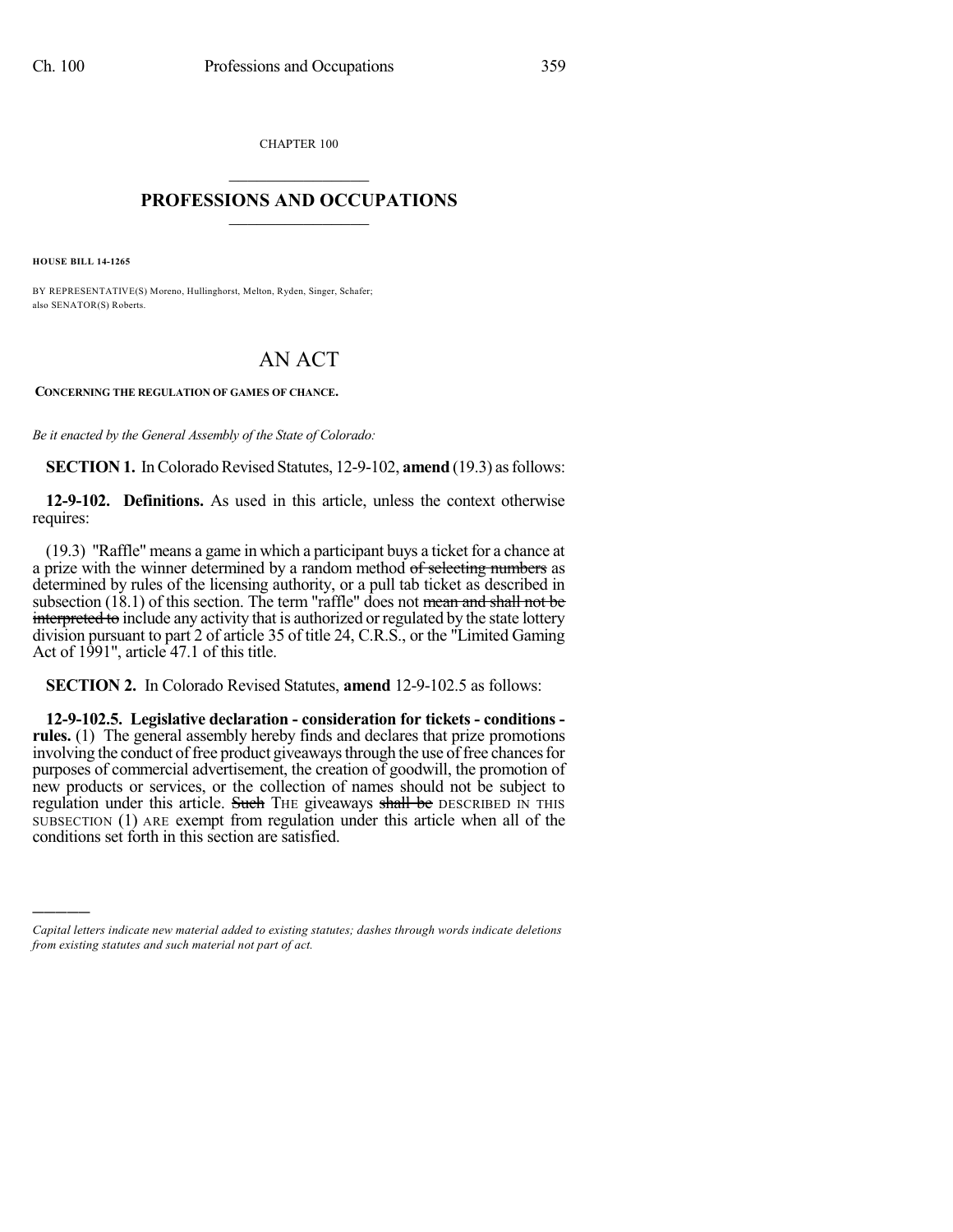CHAPTER 100

## PROFESSIONS AND OCCUPATIONS

**HOUSE BILL 14-1265**

BY REPRESENTATIVE(S) Moreno, Hullinghorst, Melton, Ryden, Singer, Schafer; also SENATOR(S) Roberts.

# AN ACT

**CONCERNING THE REGULATION OF GAMES OF CHANCE.**

*Be it enacted by the General Assembly of the State of Colorado:*

**SECTION 1.** In Colorado Revised Statutes, 12-9-102, **amend** (19.3) as follows:

**12-9-102. Definitions.** As used in this article, unless the context otherwise requires:

(19.3) "Raffle" means a game in which a participant buys a ticket for a chance at a prize with the winner determined by a random method ~~of selecting numbers~~ as determined by rules of the licensing authority, or a pull tab ticket as described in subsection (18.1) of this section. The term "raffle" does not ~~mean and shall not be interpreted to~~ include any activity that is authorized or regulated by the state lottery division pursuant to part 2 of article 35 of title 24, C.R.S., or the "Limited Gaming Act of 1991", article 47.1 of this title.

**SECTION 2.** In Colorado Revised Statutes, **amend** 12-9-102.5 as follows:

**12-9-102.5. Legislative declaration - consideration for tickets - conditions - rules.** (1) The general assembly hereby finds and declares that prize promotions involving the conduct of free product giveaways through the use of free chances for purposes of commercial advertisement, the creation of goodwill, the promotion of new products or services, or the collection of names should not be subject to regulation under this article. ~~Such~~ THE giveaways ~~shall be~~ DESCRIBED IN THIS SUBSECTION (1) ARE exempt from regulation under this article when all of the conditions set forth in this section are satisfied.

*Capital letters indicate new material added to existing statutes; dashes through words indicate deletions from existing statutes and such material not part of act.*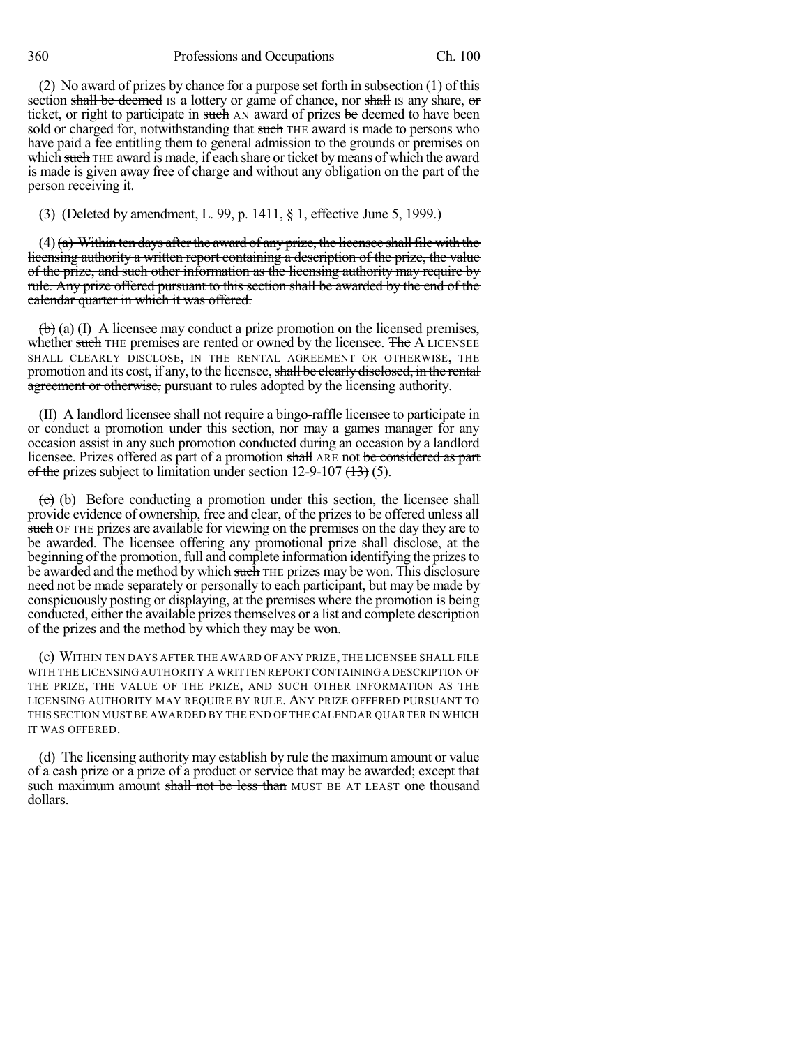(2) No award of prizes by chance for a purpose set forth in subsection (1) of this section ~~shall be deemed~~ IS a lottery or game of chance, nor ~~shall~~ IS any share, ~~or~~ ticket, or right to participate in ~~such~~ AN award of prizes ~~be~~ deemed to have been sold or charged for, notwithstanding that ~~such~~ THE award is made to persons who have paid a fee entitling them to general admission to the grounds or premises on which ~~such~~ THE award is made, if each share or ticket by means of which the award is made is given away free of charge and without any obligation on the part of the person receiving it.

(3) (Deleted by amendment, L. 99, p. 1411, § 1, effective June 5, 1999.)

(4) ~~(a) Within ten days after the award of any prize, the licensee shall file with the licensing authority a written report containing a description of the prize, the value of the prize, and such other information as the licensing authority may require by rule. Any prize offered pursuant to this section shall be awarded by the end of the calendar quarter in which it was offered.~~

~~(b)~~ (a) (I) A licensee may conduct a prize promotion on the licensed premises, whether ~~such~~ THE premises are rented or owned by the licensee. ~~The~~ A LICENSEE SHALL CLEARLY DISCLOSE, IN THE RENTAL AGREEMENT OR OTHERWISE, THE promotion and its cost, if any, to the licensee, ~~shall be clearly disclosed, in the rental agreement or otherwise,~~ pursuant to rules adopted by the licensing authority.

(II) A landlord licensee shall not require a bingo-raffle licensee to participate in or conduct a promotion under this section, nor may a games manager for any occasion assist in any ~~such~~ promotion conducted during an occasion by a landlord licensee. Prizes offered as part of a promotion ~~shall~~ ARE not ~~be considered as part of the~~ prizes subject to limitation under section 12-9-107 ~~(13)~~ (5).

~~(c)~~ (b) Before conducting a promotion under this section, the licensee shall provide evidence of ownership, free and clear, of the prizes to be offered unless all ~~such~~ OF THE prizes are available for viewing on the premises on the day they are to be awarded. The licensee offering any promotional prize shall disclose, at the beginning of the promotion, full and complete information identifying the prizes to be awarded and the method by which ~~such~~ THE prizes may be won. This disclosure need not be made separately or personally to each participant, but may be made by conspicuously posting or displaying, at the premises where the promotion is being conducted, either the available prizes themselves or a list and complete description of the prizes and the method by which they may be won.

(c) WITHIN TEN DAYS AFTER THE AWARD OF ANY PRIZE, THE LICENSEE SHALL FILE WITH THE LICENSING AUTHORITY A WRITTEN REPORT CONTAINING A DESCRIPTION OF THE PRIZE, THE VALUE OF THE PRIZE, AND SUCH OTHER INFORMATION AS THE LICENSING AUTHORITY MAY REQUIRE BY RULE. ANY PRIZE OFFERED PURSUANT TO THIS SECTION MUST BE AWARDED BY THE END OF THE CALENDAR QUARTER IN WHICH IT WAS OFFERED.

(d) The licensing authority may establish by rule the maximum amount or value of a cash prize or a prize of a product or service that may be awarded; except that such maximum amount ~~shall not be less than~~ MUST BE AT LEAST one thousand dollars.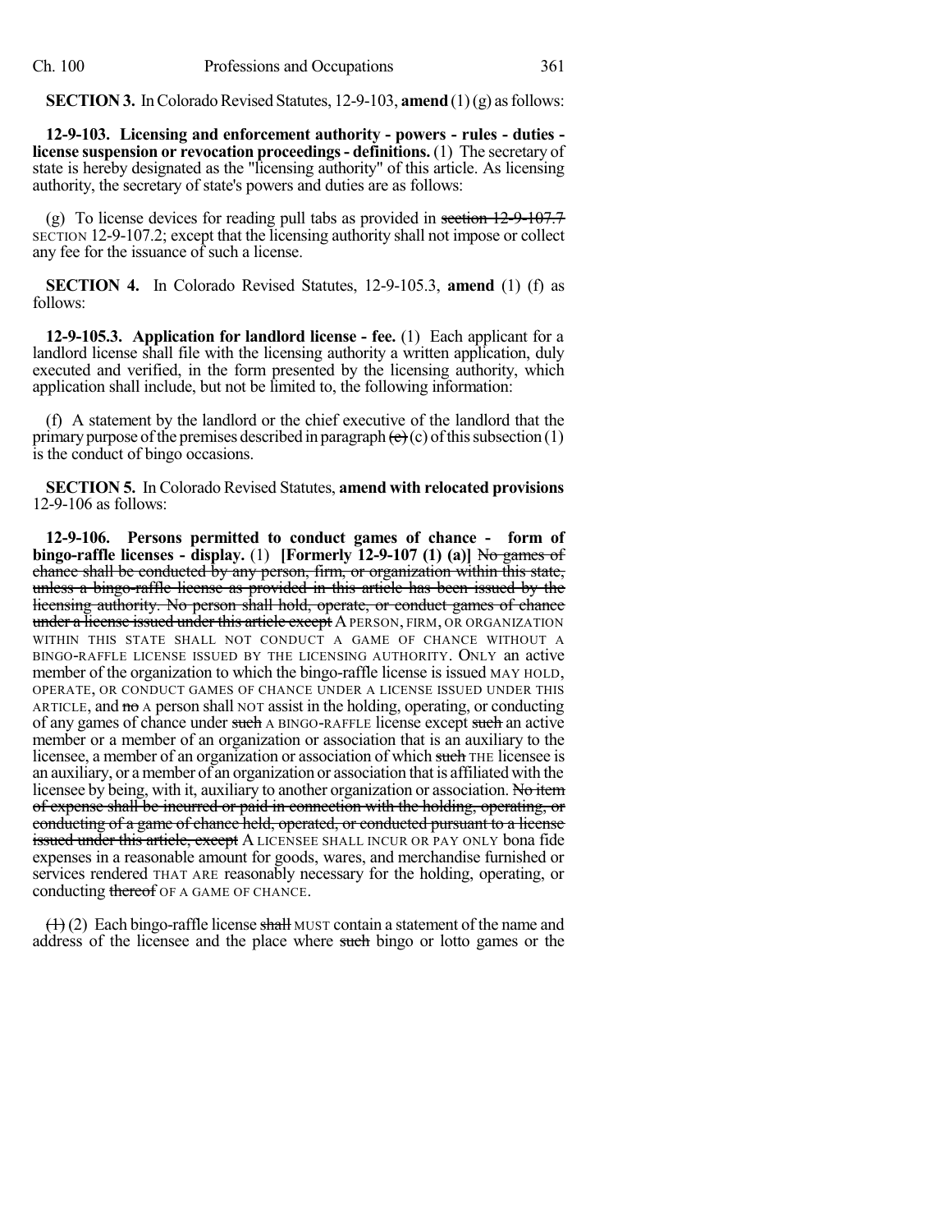**SECTION 3.** In Colorado Revised Statutes, 12-9-103, **amend** (1) (g) as follows:

**12-9-103. Licensing and enforcement authority - powers - rules - duties - license suspension or revocation proceedings - definitions.** (1) The secretary of state is hereby designated as the "licensing authority" of this article. As licensing authority, the secretary of state's powers and duties are as follows:

(g) To license devices for reading pull tabs as provided in ~~section 12-9-107.7~~ SECTION 12-9-107.2; except that the licensing authority shall not impose or collect any fee for the issuance of such a license.

**SECTION 4.** In Colorado Revised Statutes, 12-9-105.3, **amend** (1) (f) as follows:

**12-9-105.3. Application for landlord license - fee.** (1) Each applicant for a landlord license shall file with the licensing authority a written application, duly executed and verified, in the form presented by the licensing authority, which application shall include, but not be limited to, the following information:

(f) A statement by the landlord or the chief executive of the landlord that the primary purpose of the premises described in paragraph ~~(c)~~ (c) of this subsection (1) is the conduct of bingo occasions.

**SECTION 5.** In Colorado Revised Statutes, **amend with relocated provisions** 12-9-106 as follows:

**12-9-106. Persons permitted to conduct games of chance - form of bingo-raffle licenses - display.** (1) **[Formerly 12-9-107 (1) (a)]** ~~No games of chance shall be conducted by any person, firm, or organization within this state, unless a bingo-raffle license as provided in this article has been issued by the licensing authority. No person shall hold, operate, or conduct games of chance under a license issued under this article except~~ A PERSON, FIRM, OR ORGANIZATION WITHIN THIS STATE SHALL NOT CONDUCT A GAME OF CHANCE WITHOUT A BINGO-RAFFLE LICENSE ISSUED BY THE LICENSING AUTHORITY. ONLY an active member of the organization to which the bingo-raffle license is issued MAY HOLD, OPERATE, OR CONDUCT GAMES OF CHANCE UNDER A LICENSE ISSUED UNDER THIS ARTICLE, and ~~no~~ A person shall NOT assist in the holding, operating, or conducting of any games of chance under ~~such~~ A BINGO-RAFFLE license except ~~such~~ an active member or a member of an organization or association that is an auxiliary to the licensee, a member of an organization or association of which ~~such~~ THE licensee is an auxiliary, or a member of an organization or association that is affiliated with the licensee by being, with it, auxiliary to another organization or association. ~~No item of expense shall be incurred or paid in connection with the holding, operating, or conducting of a game of chance held, operated, or conducted pursuant to a license issued under this article, except~~ A LICENSEE SHALL INCUR OR PAY ONLY bona fide expenses in a reasonable amount for goods, wares, and merchandise furnished or services rendered THAT ARE reasonably necessary for the holding, operating, or conducting ~~thereof~~ OF A GAME OF CHANCE.

~~(1)~~ (2) Each bingo-raffle license ~~shall~~ MUST contain a statement of the name and address of the licensee and the place where ~~such~~ bingo or lotto games or the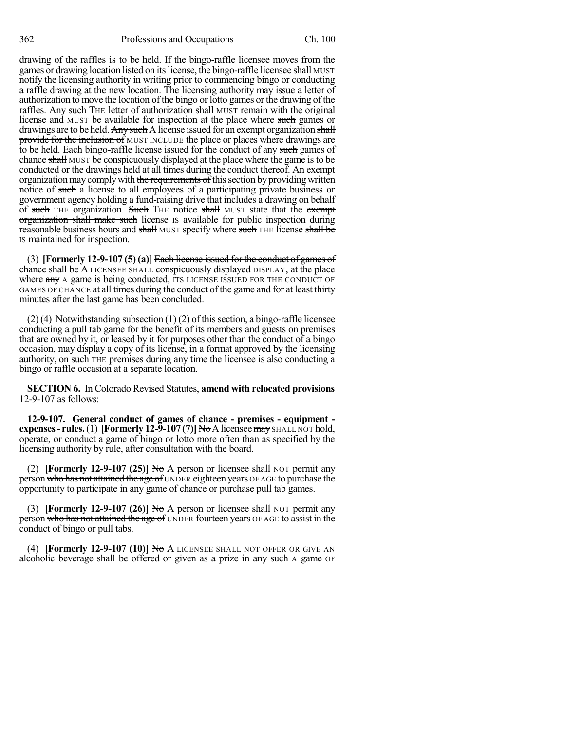drawing of the raffles is to be held. If the bingo-raffle licensee moves from the games or drawing location listed on its license, the bingo-raffle licensee ~~shall~~ MUST notify the licensing authority in writing prior to commencing bingo or conducting a raffle drawing at the new location. The licensing authority may issue a letter of authorization to move the location of the bingo or lotto games or the drawing of the raffles. ~~Any such~~ THE letter of authorization ~~shall~~ MUST remain with the original license and MUST be available for inspection at the place where ~~such~~ games or drawings are to be held. ~~Any such~~ A license issued for an exempt organization ~~shall provide for the inclusion of~~ MUST INCLUDE the place or places where drawings are to be held. Each bingo-raffle license issued for the conduct of any ~~such~~ games of chance ~~shall~~ MUST be conspicuously displayed at the place where the game is to be conducted or the drawings held at all times during the conduct thereof. An exempt organization may comply with ~~the requirements of~~ this section by providing written notice of ~~such~~ a license to all employees of a participating private business or government agency holding a fund-raising drive that includes a drawing on behalf of ~~such~~ THE organization. ~~Such~~ THE notice ~~shall~~ MUST state that the ~~exempt organization shall make such~~ license IS available for public inspection during reasonable business hours and ~~shall~~ MUST specify where ~~such~~ THE license ~~shall be~~ IS maintained for inspection.

(3) **[Formerly 12-9-107 (5) (a)]** ~~Each license issued for the conduct of games of chance shall be~~ A LICENSEE SHALL conspicuously ~~displayed~~ DISPLAY, at the place where ~~any~~ A game is being conducted, ITS LICENSE ISSUED FOR THE CONDUCT OF GAMES OF CHANCE at all times during the conduct of the game and for at least thirty minutes after the last game has been concluded.

~~(2)~~ (4) Notwithstanding subsection ~~(1)~~ (2) of this section, a bingo-raffle licensee conducting a pull tab game for the benefit of its members and guests on premises that are owned by it, or leased by it for purposes other than the conduct of a bingo occasion, may display a copy of its license, in a format approved by the licensing authority, on ~~such~~ THE premises during any time the licensee is also conducting a bingo or raffle occasion at a separate location.

**SECTION 6.** In Colorado Revised Statutes, **amend with relocated provisions** 12-9-107 as follows:

**12-9-107. General conduct of games of chance - premises - equipment - expenses - rules.** (1) **[Formerly 12-9-107 (7)]** ~~No~~ A licensee ~~may~~ SHALL NOT hold, operate, or conduct a game of bingo or lotto more often than as specified by the licensing authority by rule, after consultation with the board.

(2) **[Formerly 12-9-107 (25)]** ~~No~~ A person or licensee shall NOT permit any person ~~who has not attained the age of~~ UNDER eighteen years OF AGE to purchase the opportunity to participate in any game of chance or purchase pull tab games.

(3) **[Formerly 12-9-107 (26)]** ~~No~~ A person or licensee shall NOT permit any person ~~who has not attained the age of~~ UNDER fourteen years OF AGE to assist in the conduct of bingo or pull tabs.

(4) **[Formerly 12-9-107 (10)]** ~~No~~ A LICENSEE SHALL NOT OFFER OR GIVE AN alcoholic beverage ~~shall be offered or given~~ as a prize in ~~any such~~ A game OF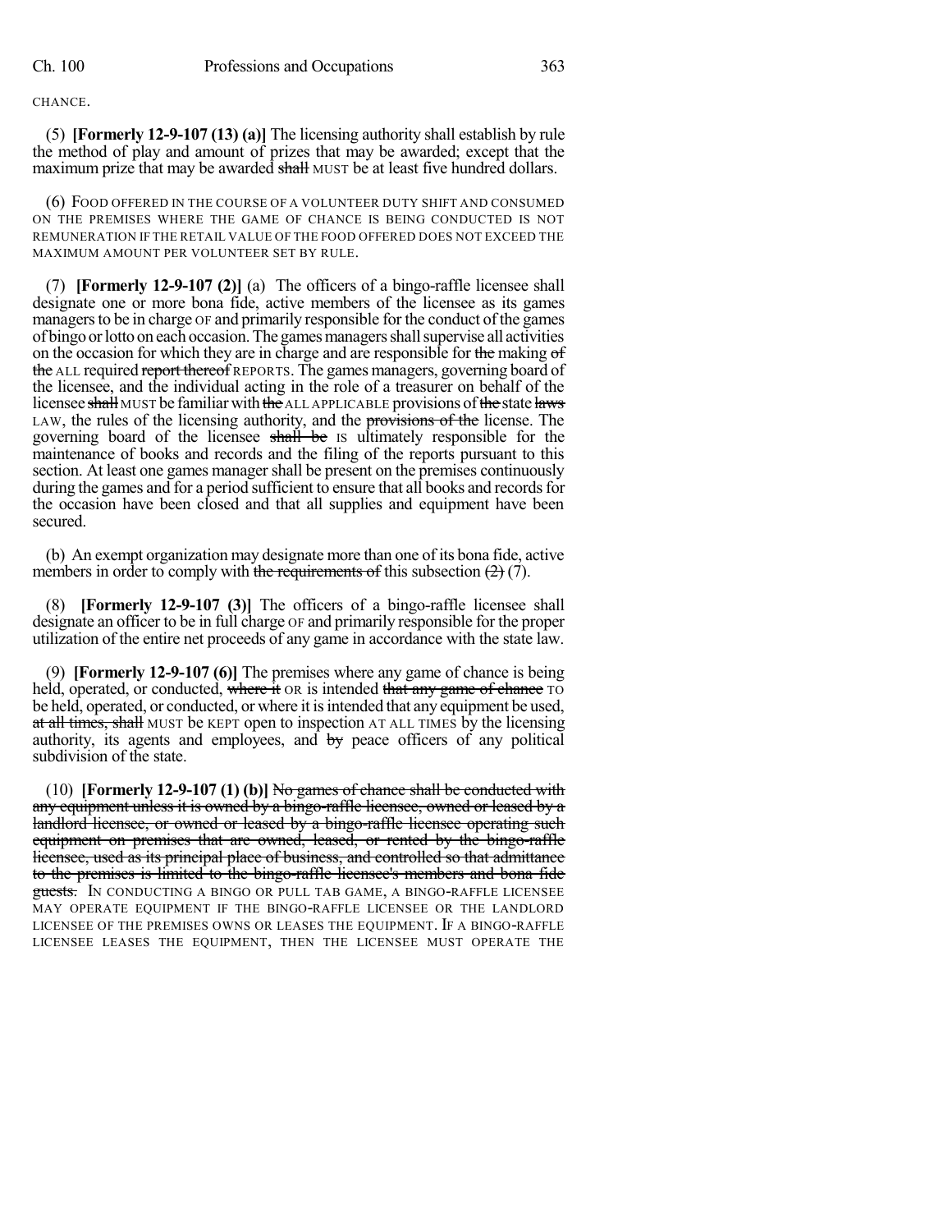CHANCE.

(5) **[Formerly 12-9-107 (13) (a)]** The licensing authority shall establish by rule the method of play and amount of prizes that may be awarded; except that the maximum prize that may be awarded ~~shall~~ MUST be at least five hundred dollars.

(6) FOOD OFFERED IN THE COURSE OF A VOLUNTEER DUTY SHIFT AND CONSUMED ON THE PREMISES WHERE THE GAME OF CHANCE IS BEING CONDUCTED IS NOT REMUNERATION IF THE RETAIL VALUE OF THE FOOD OFFERED DOES NOT EXCEED THE MAXIMUM AMOUNT PER VOLUNTEER SET BY RULE.

(7) **[Formerly 12-9-107 (2)]** (a) The officers of a bingo-raffle licensee shall designate one or more bona fide, active members of the licensee as its games managers to be in charge OF and primarily responsible for the conduct of the games of bingo or lotto on each occasion. The games managers shall supervise all activities on the occasion for which they are in charge and are responsible for ~~the~~ making ~~of the~~ ALL required ~~report thereof~~ REPORTS. The games managers, governing board of the licensee, and the individual acting in the role of a treasurer on behalf of the licensee ~~shall~~ MUST be familiar with ~~the~~ ALL APPLICABLE provisions of ~~the~~ state ~~laws~~ LAW, the rules of the licensing authority, and the ~~provisions of the~~ license. The governing board of the licensee ~~shall be~~ IS ultimately responsible for the maintenance of books and records and the filing of the reports pursuant to this section. At least one games manager shall be present on the premises continuously during the games and for a period sufficient to ensure that all books and records for the occasion have been closed and that all supplies and equipment have been secured.

(b) An exempt organization may designate more than one of its bona fide, active members in order to comply with ~~the requirements of~~ this subsection ~~(2)~~ (7).

(8) **[Formerly 12-9-107 (3)]** The officers of a bingo-raffle licensee shall designate an officer to be in full charge OF and primarily responsible for the proper utilization of the entire net proceeds of any game in accordance with the state law.

(9) **[Formerly 12-9-107 (6)]** The premises where any game of chance is being held, operated, or conducted, ~~where it~~ OR is intended ~~that any game of chance~~ TO be held, operated, or conducted, or where it is intended that any equipment be used, ~~at all times, shall~~ MUST be KEPT open to inspection AT ALL TIMES by the licensing authority, its agents and employees, and ~~by~~ peace officers of any political subdivision of the state.

(10) **[Formerly 12-9-107 (1) (b)]** ~~No games of chance shall be conducted with any equipment unless it is owned by a bingo-raffle licensee, owned or leased by a landlord licensee, or owned or leased by a bingo-raffle licensee operating such equipment on premises that are owned, leased, or rented by the bingo-raffle licensee, used as its principal place of business, and controlled so that admittance to the premises is limited to the bingo-raffle licensee's members and bona fide guests.~~ IN CONDUCTING A BINGO OR PULL TAB GAME, A BINGO-RAFFLE LICENSEE MAY OPERATE EQUIPMENT IF THE BINGO-RAFFLE LICENSEE OR THE LANDLORD LICENSEE OF THE PREMISES OWNS OR LEASES THE EQUIPMENT. IF A BINGO-RAFFLE LICENSEE LEASES THE EQUIPMENT, THEN THE LICENSEE MUST OPERATE THE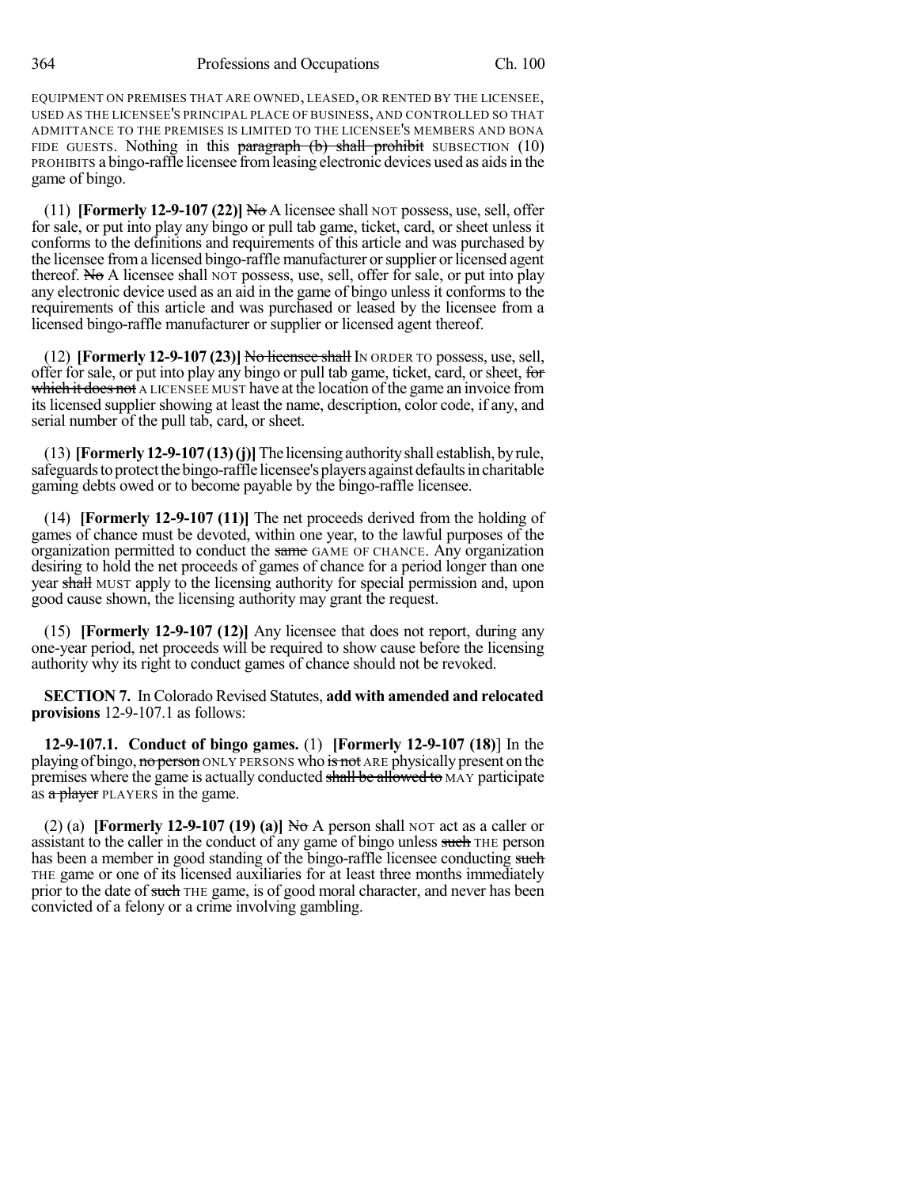EQUIPMENT ON PREMISES THAT ARE OWNED, LEASED, OR RENTED BY THE LICENSEE, USED AS THE LICENSEE'S PRINCIPAL PLACE OF BUSINESS, AND CONTROLLED SO THAT ADMITTANCE TO THE PREMISES IS LIMITED TO THE LICENSEE'S MEMBERS AND BONA FIDE GUESTS. Nothing in this ~~paragraph (b) shall prohibit~~ SUBSECTION (10) PROHIBITS a bingo-raffle licensee from leasing electronic devices used as aids in the game of bingo.

(11) **[Formerly 12-9-107 (22)]** ~~No~~ A licensee shall NOT possess, use, sell, offer for sale, or put into play any bingo or pull tab game, ticket, card, or sheet unless it conforms to the definitions and requirements of this article and was purchased by the licensee from a licensed bingo-raffle manufacturer or supplier or licensed agent thereof. ~~No~~ A licensee shall NOT possess, use, sell, offer for sale, or put into play any electronic device used as an aid in the game of bingo unless it conforms to the requirements of this article and was purchased or leased by the licensee from a licensed bingo-raffle manufacturer or supplier or licensed agent thereof.

(12) **[Formerly 12-9-107 (23)]** ~~No licensee shall~~ IN ORDER TO possess, use, sell, offer for sale, or put into play any bingo or pull tab game, ticket, card, or sheet, ~~for which it does not~~ A LICENSEE MUST have at the location of the game an invoice from its licensed supplier showing at least the name, description, color code, if any, and serial number of the pull tab, card, or sheet.

(13) **[Formerly 12-9-107 (13) (j)]** The licensing authority shall establish, by rule, safeguards to protect the bingo-raffle licensee's players against defaults in charitable gaming debts owed or to become payable by the bingo-raffle licensee.

(14) **[Formerly 12-9-107 (11)]** The net proceeds derived from the holding of games of chance must be devoted, within one year, to the lawful purposes of the organization permitted to conduct the ~~same~~ GAME OF CHANCE. Any organization desiring to hold the net proceeds of games of chance for a period longer than one year ~~shall~~ MUST apply to the licensing authority for special permission and, upon good cause shown, the licensing authority may grant the request.

(15) **[Formerly 12-9-107 (12)]** Any licensee that does not report, during any one-year period, net proceeds will be required to show cause before the licensing authority why its right to conduct games of chance should not be revoked.

**SECTION 7.** In Colorado Revised Statutes, **add with amended and relocated provisions** 12-9-107.1 as follows:

**12-9-107.1. Conduct of bingo games.** (1) **[Formerly 12-9-107 (18)]** In the playing of bingo, ~~no person~~ ONLY PERSONS who ~~is not~~ ARE physically present on the premises where the game is actually conducted ~~shall be allowed to~~ MAY participate as ~~a player~~ PLAYERS in the game.

(2) (a) **[Formerly 12-9-107 (19) (a)]** ~~No~~ A person shall NOT act as a caller or assistant to the caller in the conduct of any game of bingo unless ~~such~~ THE person has been a member in good standing of the bingo-raffle licensee conducting ~~such~~ THE game or one of its licensed auxiliaries for at least three months immediately prior to the date of ~~such~~ THE game, is of good moral character, and never has been convicted of a felony or a crime involving gambling.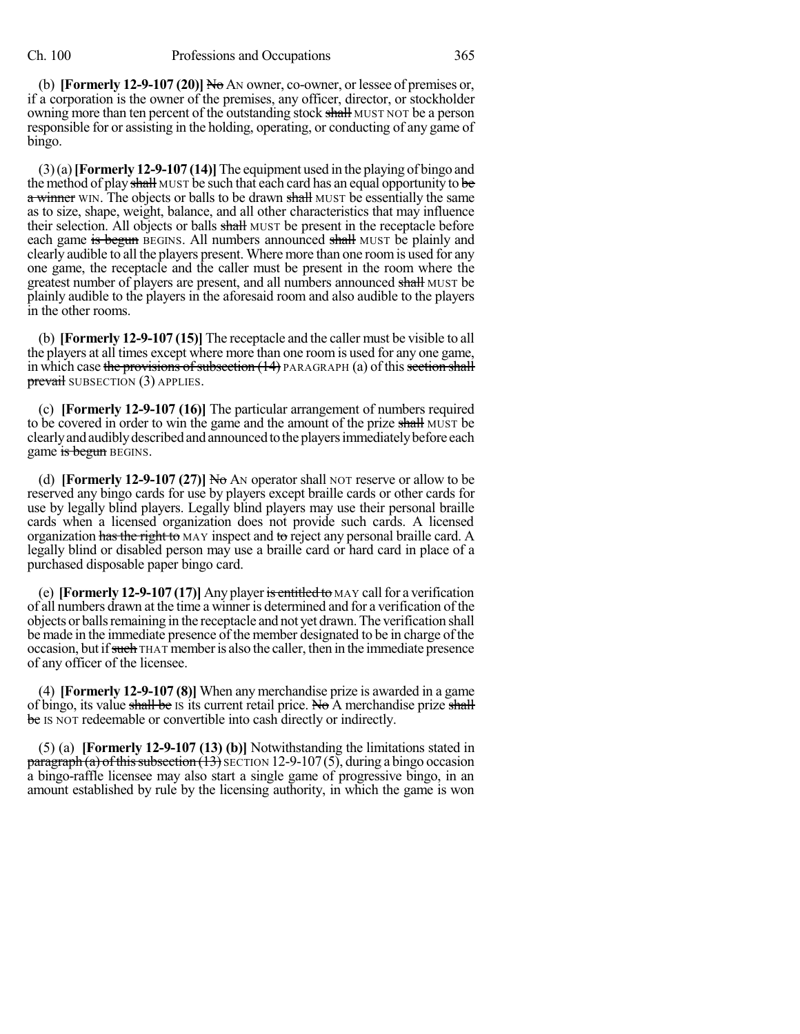(b) **[Formerly 12-9-107 (20)]** ~~No~~ AN owner, co-owner, or lessee of premises or, if a corporation is the owner of the premises, any officer, director, or stockholder owning more than ten percent of the outstanding stock ~~shall~~ MUST NOT be a person responsible for or assisting in the holding, operating, or conducting of any game of bingo.

(3) (a) **[Formerly 12-9-107 (14)]** The equipment used in the playing of bingo and the method of play ~~shall~~ MUST be such that each card has an equal opportunity to ~~be a winner~~ WIN. The objects or balls to be drawn ~~shall~~ MUST be essentially the same as to size, shape, weight, balance, and all other characteristics that may influence their selection. All objects or balls ~~shall~~ MUST be present in the receptacle before each game ~~is begun~~ BEGINS. All numbers announced ~~shall~~ MUST be plainly and clearly audible to all the players present. Where more than one room is used for any one game, the receptacle and the caller must be present in the room where the greatest number of players are present, and all numbers announced ~~shall~~ MUST be plainly audible to the players in the aforesaid room and also audible to the players in the other rooms.

(b) **[Formerly 12-9-107 (15)]** The receptacle and the caller must be visible to all the players at all times except where more than one room is used for any one game, in which case ~~the provisions of subsection (14)~~ PARAGRAPH (a) of this ~~section shall prevail~~ SUBSECTION (3) APPLIES.

(c) **[Formerly 12-9-107 (16)]** The particular arrangement of numbers required to be covered in order to win the game and the amount of the prize ~~shall~~ MUST be clearly and audibly described and announced to the players immediately before each game ~~is begun~~ BEGINS.

(d) **[Formerly 12-9-107 (27)]** ~~No~~ AN operator shall NOT reserve or allow to be reserved any bingo cards for use by players except braille cards or other cards for use by legally blind players. Legally blind players may use their personal braille cards when a licensed organization does not provide such cards. A licensed organization ~~has the right to~~ MAY inspect and ~~to~~ reject any personal braille card. A legally blind or disabled person may use a braille card or hard card in place of a purchased disposable paper bingo card.

(e) **[Formerly 12-9-107 (17)]** Any player ~~is entitled to~~ MAY call for a verification of all numbers drawn at the time a winner is determined and for a verification of the objects or balls remaining in the receptacle and not yet drawn. The verification shall be made in the immediate presence of the member designated to be in charge of the occasion, but if ~~such~~ THAT member is also the caller, then in the immediate presence of any officer of the licensee.

(4) **[Formerly 12-9-107 (8)]** When any merchandise prize is awarded in a game of bingo, its value ~~shall be~~ IS its current retail price. ~~No~~ A merchandise prize ~~shall be~~ IS NOT redeemable or convertible into cash directly or indirectly.

(5) (a) **[Formerly 12-9-107 (13) (b)]** Notwithstanding the limitations stated in ~~paragraph (a) of this subsection (13)~~ SECTION 12-9-107 (5), during a bingo occasion a bingo-raffle licensee may also start a single game of progressive bingo, in an amount established by rule by the licensing authority, in which the game is won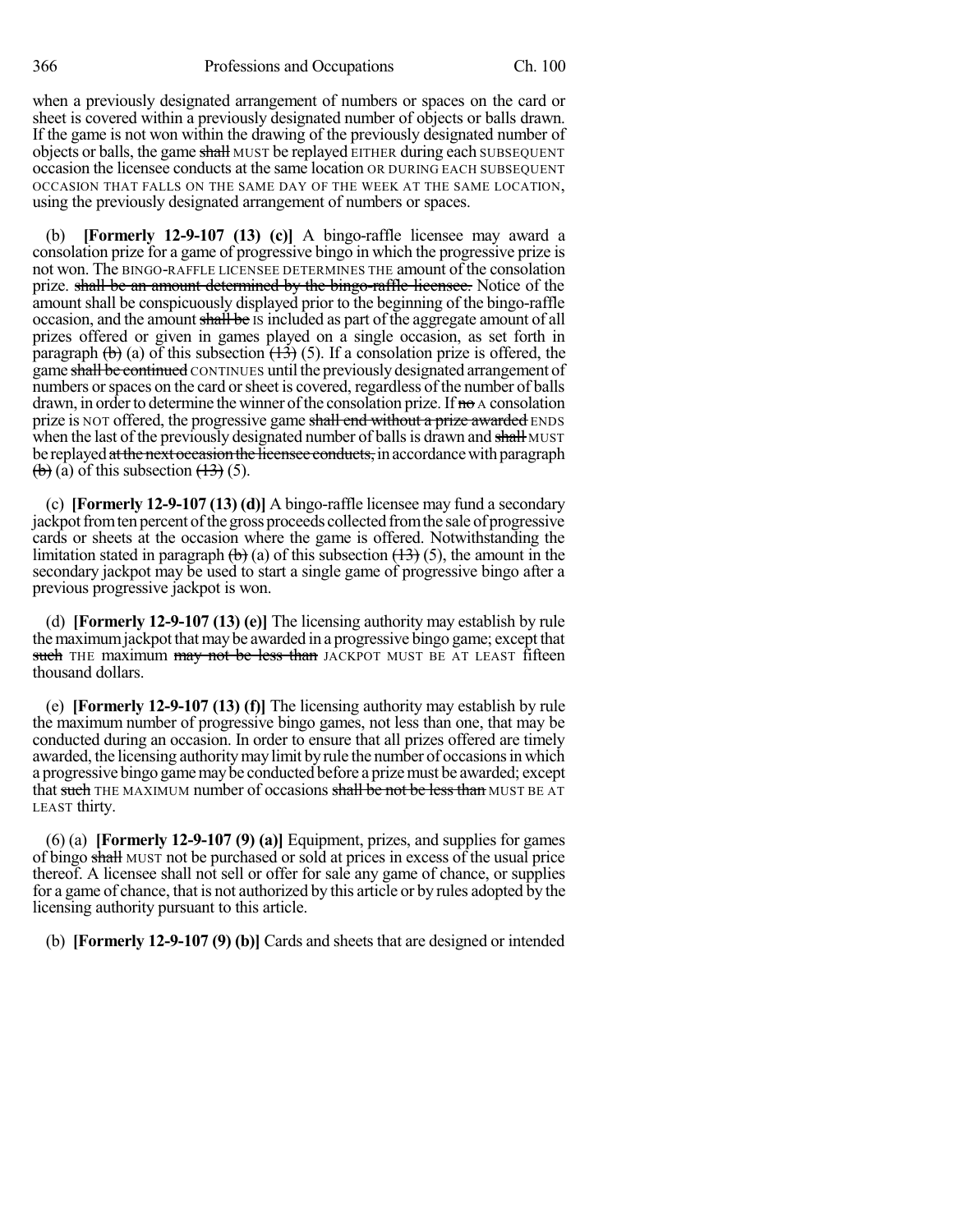when a previously designated arrangement of numbers or spaces on the card or sheet is covered within a previously designated number of objects or balls drawn. If the game is not won within the drawing of the previously designated number of objects or balls, the game ~~shall~~ MUST be replayed EITHER during each SUBSEQUENT occasion the licensee conducts at the same location OR DURING EACH SUBSEQUENT OCCASION THAT FALLS ON THE SAME DAY OF THE WEEK AT THE SAME LOCATION, using the previously designated arrangement of numbers or spaces.

(b) **[Formerly 12-9-107 (13) (c)]** A bingo-raffle licensee may award a consolation prize for a game of progressive bingo in which the progressive prize is not won. The BINGO-RAFFLE LICENSEE DETERMINES THE amount of the consolation prize. ~~shall be an amount determined by the bingo-raffle licensee.~~ Notice of the amount shall be conspicuously displayed prior to the beginning of the bingo-raffle occasion, and the amount ~~shall be~~ IS included as part of the aggregate amount of all prizes offered or given in games played on a single occasion, as set forth in paragraph ~~(b)~~ (a) of this subsection ~~(13)~~ (5). If a consolation prize is offered, the game ~~shall be continued~~ CONTINUES until the previously designated arrangement of numbers or spaces on the card or sheet is covered, regardless of the number of balls drawn, in order to determine the winner of the consolation prize. If ~~no~~ A consolation prize is NOT offered, the progressive game ~~shall end without a prize awarded~~ ENDS when the last of the previously designated number of balls is drawn and ~~shall~~ MUST be replayed ~~at the next occasion the licensee conducts,~~ in accordance with paragraph ~~(b)~~ (a) of this subsection ~~(13)~~ (5).

(c) **[Formerly 12-9-107 (13) (d)]** A bingo-raffle licensee may fund a secondary jackpot from ten percent of the gross proceeds collected from the sale of progressive cards or sheets at the occasion where the game is offered. Notwithstanding the limitation stated in paragraph ~~(b)~~ (a) of this subsection ~~(13)~~ (5), the amount in the secondary jackpot may be used to start a single game of progressive bingo after a previous progressive jackpot is won.

(d) **[Formerly 12-9-107 (13) (e)]** The licensing authority may establish by rule the maximum jackpot that may be awarded in a progressive bingo game; except that ~~such~~ THE maximum ~~may not be less than~~ JACKPOT MUST BE AT LEAST fifteen thousand dollars.

(e) **[Formerly 12-9-107 (13) (f)]** The licensing authority may establish by rule the maximum number of progressive bingo games, not less than one, that may be conducted during an occasion. In order to ensure that all prizes offered are timely awarded, the licensing authority may limit by rule the number of occasions in which a progressive bingo game may be conducted before a prize must be awarded; except that ~~such~~ THE MAXIMUM number of occasions ~~shall be not be less than~~ MUST BE AT LEAST thirty.

(6) (a) **[Formerly 12-9-107 (9) (a)]** Equipment, prizes, and supplies for games of bingo ~~shall~~ MUST not be purchased or sold at prices in excess of the usual price thereof. A licensee shall not sell or offer for sale any game of chance, or supplies for a game of chance, that is not authorized by this article or by rules adopted by the licensing authority pursuant to this article.

(b) **[Formerly 12-9-107 (9) (b)]** Cards and sheets that are designed or intended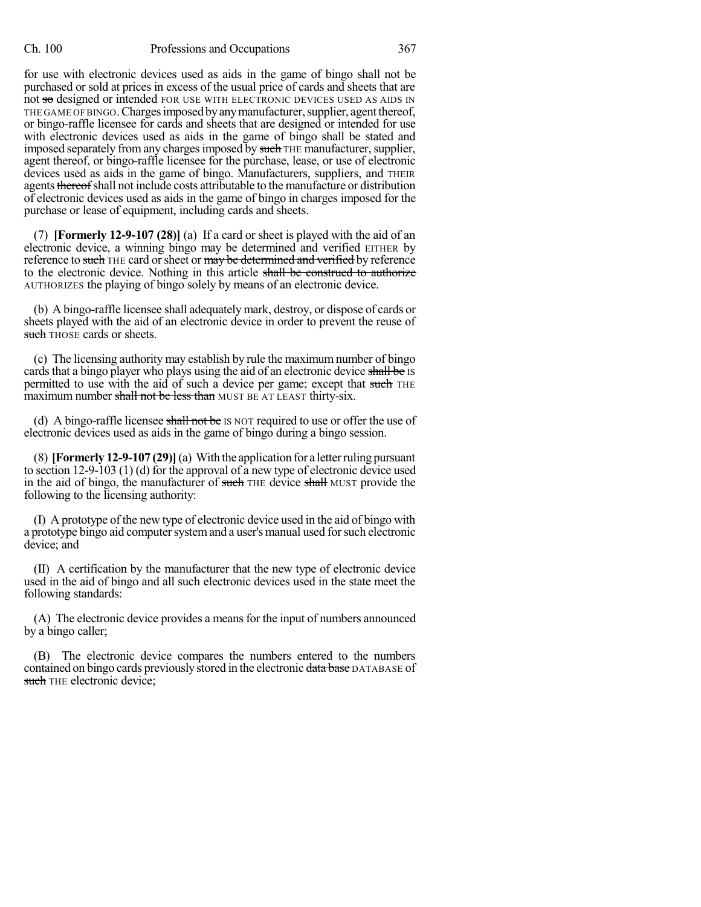for use with electronic devices used as aids in the game of bingo shall not be purchased or sold at prices in excess of the usual price of cards and sheets that are not so designed or intended FOR USE WITH ELECTRONIC DEVICES USED AS AIDS IN THE GAME OF BINGO. Charges imposed by any manufacturer, supplier, agent thereof, or bingo-raffle licensee for cards and sheets that are designed or intended for use with electronic devices used as aids in the game of bingo shall be stated and imposed separately from any charges imposed by such THE manufacturer, supplier, agent thereof, or bingo-raffle licensee for the purchase, lease, or use of electronic devices used as aids in the game of bingo. Manufacturers, suppliers, and THEIR agents thereof shall not include costs attributable to the manufacture or distribution of electronic devices used as aids in the game of bingo in charges imposed for the purchase or lease of equipment, including cards and sheets.

(7) **[Formerly 12-9-107 (28)]** (a) If a card or sheet is played with the aid of an electronic device, a winning bingo may be determined and verified EITHER by reference to such THE card or sheet or may be determined and verified by reference to the electronic device. Nothing in this article shall be construed to authorize AUTHORIZES the playing of bingo solely by means of an electronic device.

(b) A bingo-raffle licensee shall adequately mark, destroy, or dispose of cards or sheets played with the aid of an electronic device in order to prevent the reuse of such THOSE cards or sheets.

(c) The licensing authority may establish by rule the maximum number of bingo cards that a bingo player who plays using the aid of an electronic device shall be IS permitted to use with the aid of such a device per game; except that such THE maximum number shall not be less than MUST BE AT LEAST thirty-six.

(d) A bingo-raffle licensee shall not be IS NOT required to use or offer the use of electronic devices used as aids in the game of bingo during a bingo session.

(8) **[Formerly 12-9-107 (29)]** (a) With the application for a letter ruling pursuant to section 12-9-103 (1) (d) for the approval of a new type of electronic device used in the aid of bingo, the manufacturer of such THE device shall MUST provide the following to the licensing authority:

(I) A prototype of the new type of electronic device used in the aid of bingo with a prototype bingo aid computer system and a user's manual used for such electronic device; and

(II) A certification by the manufacturer that the new type of electronic device used in the aid of bingo and all such electronic devices used in the state meet the following standards:

(A) The electronic device provides a means for the input of numbers announced by a bingo caller;

(B) The electronic device compares the numbers entered to the numbers contained on bingo cards previously stored in the electronic data base DATABASE of such THE electronic device;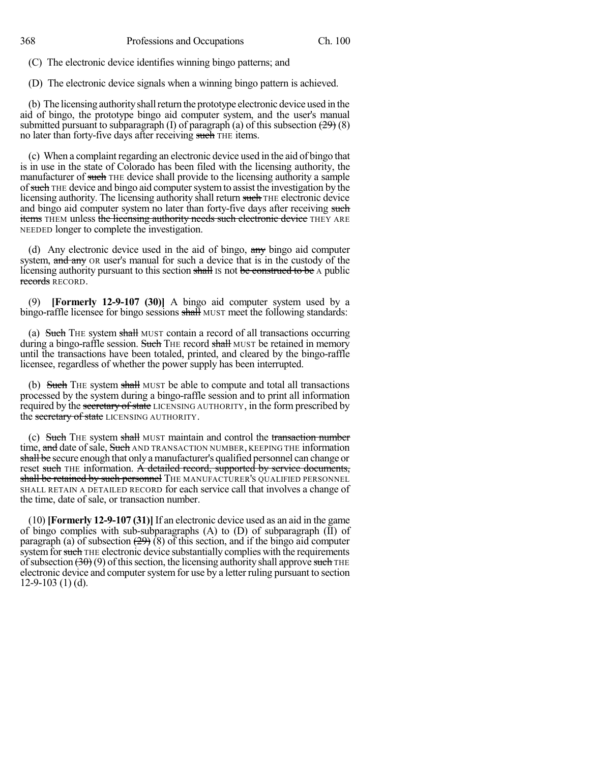(C) The electronic device identifies winning bingo patterns; and

(D) The electronic device signals when a winning bingo pattern is achieved.

(b) The licensing authority shall return the prototype electronic device used in the aid of bingo, the prototype bingo aid computer system, and the user's manual submitted pursuant to subparagraph (I) of paragraph (a) of this subsection ~~(29)~~ (8) no later than forty-five days after receiving ~~such~~ THE items.

(c) When a complaint regarding an electronic device used in the aid of bingo that is in use in the state of Colorado has been filed with the licensing authority, the manufacturer of ~~such~~ THE device shall provide to the licensing authority a sample of ~~such~~ THE device and bingo aid computer system to assist the investigation by the licensing authority. The licensing authority shall return ~~such~~ THE electronic device and bingo aid computer system no later than forty-five days after receiving ~~such items~~ THEM unless ~~the licensing authority needs such electronic device~~ THEY ARE NEEDED longer to complete the investigation.

(d) Any electronic device used in the aid of bingo, ~~any~~ bingo aid computer system, ~~and any~~ OR user's manual for such a device that is in the custody of the licensing authority pursuant to this section ~~shall~~ IS not ~~be construed to be~~ A public ~~records~~ RECORD.

(9) **[Formerly 12-9-107 (30)]** A bingo aid computer system used by a bingo-raffle licensee for bingo sessions ~~shall~~ MUST meet the following standards:

(a) ~~Such~~ THE system ~~shall~~ MUST contain a record of all transactions occurring during a bingo-raffle session. ~~Such~~ THE record ~~shall~~ MUST be retained in memory until the transactions have been totaled, printed, and cleared by the bingo-raffle licensee, regardless of whether the power supply has been interrupted.

(b) ~~Such~~ THE system ~~shall~~ MUST be able to compute and total all transactions processed by the system during a bingo-raffle session and to print all information required by the ~~secretary of state~~ LICENSING AUTHORITY, in the form prescribed by the ~~secretary of state~~ LICENSING AUTHORITY.

(c) ~~Such~~ THE system ~~shall~~ MUST maintain and control the ~~transaction number~~ time, ~~and~~ date of sale, ~~Such~~ AND TRANSACTION NUMBER, KEEPING THE information ~~shall be~~ secure enough that only a manufacturer's qualified personnel can change or reset ~~such~~ THE information. ~~A detailed record, supported by service documents, shall be retained by such personnel~~ THE MANUFACTURER'S QUALIFIED PERSONNEL SHALL RETAIN A DETAILED RECORD for each service call that involves a change of the time, date of sale, or transaction number.

(10) **[Formerly 12-9-107 (31)]** If an electronic device used as an aid in the game of bingo complies with sub-subparagraphs (A) to (D) of subparagraph (II) of paragraph (a) of subsection ~~(29)~~ (8) of this section, and if the bingo aid computer system for ~~such~~ THE electronic device substantially complies with the requirements of subsection ~~(30)~~ (9) of this section, the licensing authority shall approve ~~such~~ THE electronic device and computer system for use by a letter ruling pursuant to section 12-9-103 (1) (d).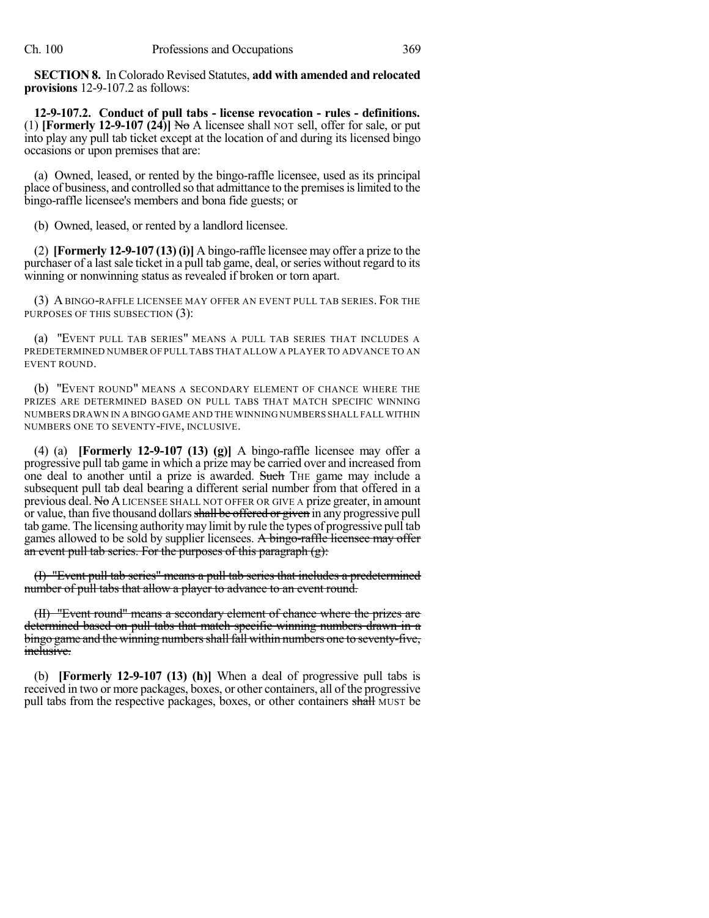**SECTION 8.** In Colorado Revised Statutes, **add with amended and relocated provisions** 12-9-107.2 as follows:

**12-9-107.2. Conduct of pull tabs - license revocation - rules - definitions.** (1) **[Formerly 12-9-107 (24)]** ~~No~~ A licensee shall NOT sell, offer for sale, or put into play any pull tab ticket except at the location of and during its licensed bingo occasions or upon premises that are:

(a) Owned, leased, or rented by the bingo-raffle licensee, used as its principal place of business, and controlled so that admittance to the premises is limited to the bingo-raffle licensee's members and bona fide guests; or

(b) Owned, leased, or rented by a landlord licensee.

(2) **[Formerly 12-9-107 (13) (i)]** A bingo-raffle licensee may offer a prize to the purchaser of a last sale ticket in a pull tab game, deal, or series without regard to its winning or nonwinning status as revealed if broken or torn apart.

(3) A BINGO-RAFFLE LICENSEE MAY OFFER AN EVENT PULL TAB SERIES. FOR THE PURPOSES OF THIS SUBSECTION (3):

(a) "EVENT PULL TAB SERIES" MEANS A PULL TAB SERIES THAT INCLUDES A PREDETERMINED NUMBER OF PULL TABS THAT ALLOW A PLAYER TO ADVANCE TO AN EVENT ROUND.

(b) "EVENT ROUND" MEANS A SECONDARY ELEMENT OF CHANCE WHERE THE PRIZES ARE DETERMINED BASED ON PULL TABS THAT MATCH SPECIFIC WINNING NUMBERS DRAWN IN A BINGO GAME AND THE WINNING NUMBERS SHALL FALL WITHIN NUMBERS ONE TO SEVENTY-FIVE, INCLUSIVE.

(4) (a) **[Formerly 12-9-107 (13) (g)]** A bingo-raffle licensee may offer a progressive pull tab game in which a prize may be carried over and increased from one deal to another until a prize is awarded. ~~Such~~ THE game may include a subsequent pull tab deal bearing a different serial number from that offered in a previous deal. ~~No~~ A LICENSEE SHALL NOT OFFER OR GIVE A prize greater, in amount or value, than five thousand dollars ~~shall be offered or given~~ in any progressive pull tab game. The licensing authority may limit by rule the types of progressive pull tab games allowed to be sold by supplier licensees. ~~A bingo-raffle licensee may offer an event pull tab series. For the purposes of this paragraph (g):~~

~~(I) "Event pull tab series" means a pull tab series that includes a predetermined number of pull tabs that allow a player to advance to an event round.~~

~~(II) "Event round" means a secondary element of chance where the prizes are determined based on pull tabs that match specific winning numbers drawn in a bingo game and the winning numbers shall fall within numbers one to seventy-five, inclusive.~~

(b) **[Formerly 12-9-107 (13) (h)]** When a deal of progressive pull tabs is received in two or more packages, boxes, or other containers, all of the progressive pull tabs from the respective packages, boxes, or other containers ~~shall~~ MUST be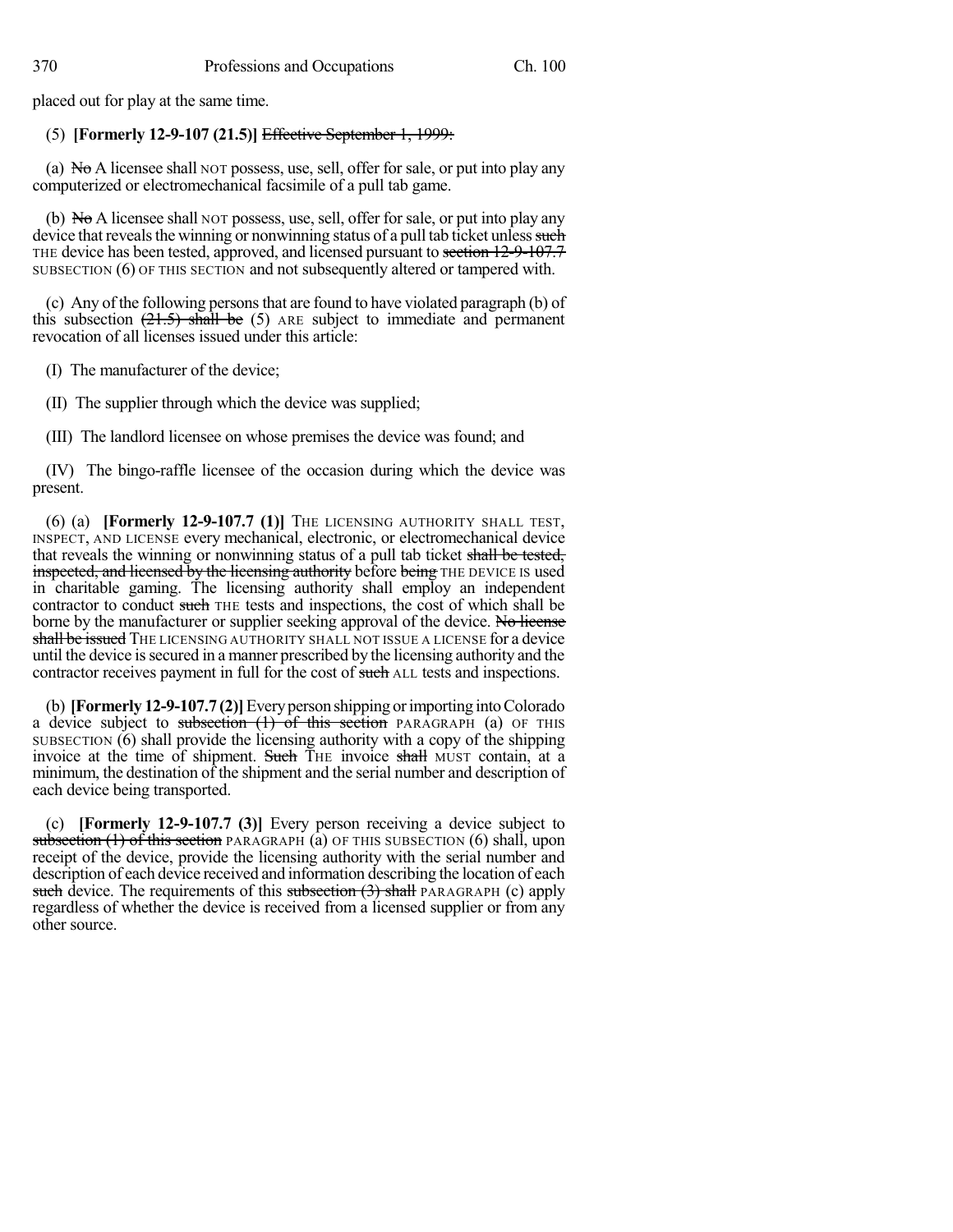placed out for play at the same time.

(5) **[Formerly 12-9-107 (21.5)]** ~~Effective September 1, 1999:~~

(a) ~~No~~ A licensee shall NOT possess, use, sell, offer for sale, or put into play any computerized or electromechanical facsimile of a pull tab game.

(b) ~~No~~ A licensee shall NOT possess, use, sell, offer for sale, or put into play any device that reveals the winning or nonwinning status of a pull tab ticket unless ~~such~~ THE device has been tested, approved, and licensed pursuant to ~~section 12-9-107.7~~ SUBSECTION (6) OF THIS SECTION and not subsequently altered or tampered with.

(c) Any of the following persons that are found to have violated paragraph (b) of this subsection ~~(21.5) shall be~~ (5) ARE subject to immediate and permanent revocation of all licenses issued under this article:

(I) The manufacturer of the device;

(II) The supplier through which the device was supplied;

(III) The landlord licensee on whose premises the device was found; and

(IV) The bingo-raffle licensee of the occasion during which the device was present.

(6) (a) **[Formerly 12-9-107.7 (1)]** THE LICENSING AUTHORITY SHALL TEST, INSPECT, AND LICENSE every mechanical, electronic, or electromechanical device that reveals the winning or nonwinning status of a pull tab ticket ~~shall be tested, inspected, and licensed by the licensing authority~~ before ~~being~~ THE DEVICE IS used in charitable gaming. The licensing authority shall employ an independent contractor to conduct ~~such~~ THE tests and inspections, the cost of which shall be borne by the manufacturer or supplier seeking approval of the device. ~~No license shall be issued~~ THE LICENSING AUTHORITY SHALL NOT ISSUE A LICENSE for a device until the device is secured in a manner prescribed by the licensing authority and the contractor receives payment in full for the cost of ~~such~~ ALL tests and inspections.

(b) **[Formerly 12-9-107.7 (2)]** Every person shipping or importing into Colorado a device subject to ~~subsection (1) of this section~~ PARAGRAPH (a) OF THIS SUBSECTION (6) shall provide the licensing authority with a copy of the shipping invoice at the time of shipment. ~~Such~~ THE invoice ~~shall~~ MUST contain, at a minimum, the destination of the shipment and the serial number and description of each device being transported.

(c) **[Formerly 12-9-107.7 (3)]** Every person receiving a device subject to ~~subsection (1) of this section~~ PARAGRAPH (a) OF THIS SUBSECTION (6) shall, upon receipt of the device, provide the licensing authority with the serial number and description of each device received and information describing the location of each ~~such~~ device. The requirements of this ~~subsection (3) shall~~ PARAGRAPH (c) apply regardless of whether the device is received from a licensed supplier or from any other source.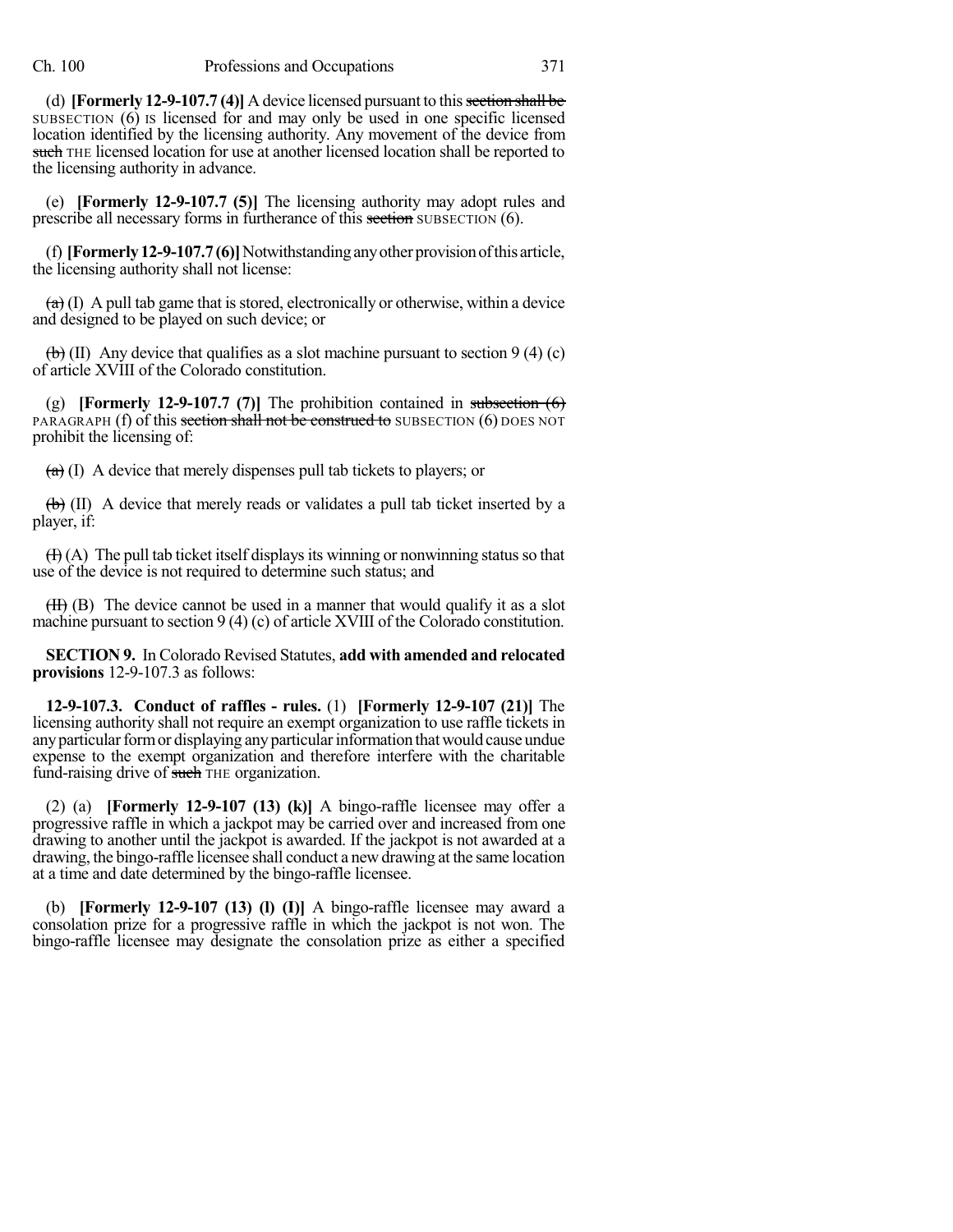(d) **[Formerly 12-9-107.7 (4)]** A device licensed pursuant to this ~~section shall be~~ SUBSECTION (6) IS licensed for and may only be used in one specific licensed location identified by the licensing authority. Any movement of the device from ~~such~~ THE licensed location for use at another licensed location shall be reported to the licensing authority in advance.

(e) **[Formerly 12-9-107.7 (5)]** The licensing authority may adopt rules and prescribe all necessary forms in furtherance of this ~~section~~ SUBSECTION (6).

(f) **[Formerly 12-9-107.7 (6)]** Notwithstanding any other provision of this article, the licensing authority shall not license:

~~(a)~~ (I) A pull tab game that is stored, electronically or otherwise, within a device and designed to be played on such device; or

~~(b)~~ (II) Any device that qualifies as a slot machine pursuant to section 9 (4) (c) of article XVIII of the Colorado constitution.

(g) **[Formerly 12-9-107.7 (7)]** The prohibition contained in ~~subsection (6)~~ PARAGRAPH (f) of this ~~section shall not be construed to~~ SUBSECTION (6) DOES NOT prohibit the licensing of:

~~(a)~~ (I) A device that merely dispenses pull tab tickets to players; or

~~(b)~~ (II) A device that merely reads or validates a pull tab ticket inserted by a player, if:

~~(I)~~ (A) The pull tab ticket itself displays its winning or nonwinning status so that use of the device is not required to determine such status; and

~~(II)~~ (B) The device cannot be used in a manner that would qualify it as a slot machine pursuant to section 9 (4) (c) of article XVIII of the Colorado constitution.

**SECTION 9.** In Colorado Revised Statutes, **add with amended and relocated provisions** 12-9-107.3 as follows:

**12-9-107.3. Conduct of raffles - rules.** (1) **[Formerly 12-9-107 (21)]** The licensing authority shall not require an exempt organization to use raffle tickets in any particular form or displaying any particular information that would cause undue expense to the exempt organization and therefore interfere with the charitable fund-raising drive of ~~such~~ THE organization.

(2) (a) **[Formerly 12-9-107 (13) (k)]** A bingo-raffle licensee may offer a progressive raffle in which a jackpot may be carried over and increased from one drawing to another until the jackpot is awarded. If the jackpot is not awarded at a drawing, the bingo-raffle licensee shall conduct a new drawing at the same location at a time and date determined by the bingo-raffle licensee.

(b) **[Formerly 12-9-107 (13) (l) (I)]** A bingo-raffle licensee may award a consolation prize for a progressive raffle in which the jackpot is not won. The bingo-raffle licensee may designate the consolation prize as either a specified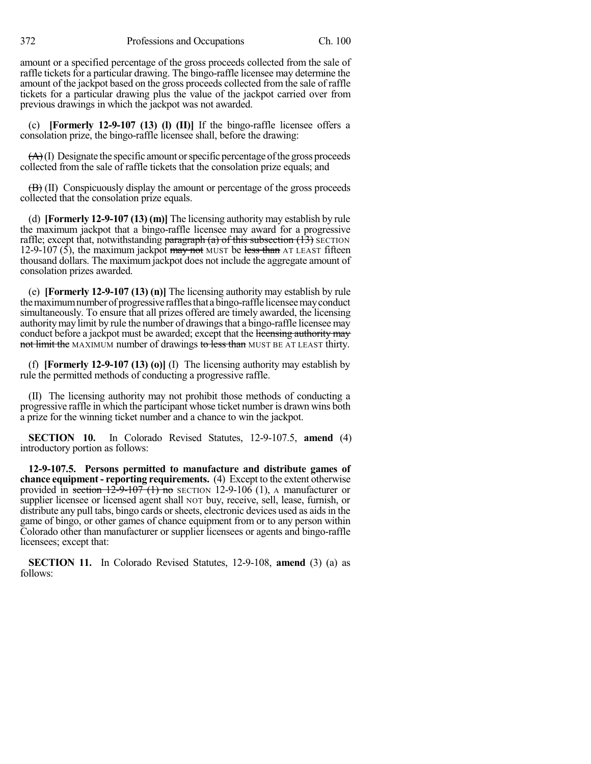amount or a specified percentage of the gross proceeds collected from the sale of raffle tickets for a particular drawing. The bingo-raffle licensee may determine the amount of the jackpot based on the gross proceeds collected from the sale of raffle tickets for a particular drawing plus the value of the jackpot carried over from previous drawings in which the jackpot was not awarded.

(c) **[Formerly 12-9-107 (13) (l) (II)]** If the bingo-raffle licensee offers a consolation prize, the bingo-raffle licensee shall, before the drawing:

~~(A)~~ (I) Designate the specific amount or specific percentage of the gross proceeds collected from the sale of raffle tickets that the consolation prize equals; and

~~(B)~~ (II) Conspicuously display the amount or percentage of the gross proceeds collected that the consolation prize equals.

(d) **[Formerly 12-9-107 (13) (m)]** The licensing authority may establish by rule the maximum jackpot that a bingo-raffle licensee may award for a progressive raffle; except that, notwithstanding ~~paragraph (a) of this subsection (13)~~ SECTION 12-9-107 (5), the maximum jackpot ~~may not~~ MUST be ~~less than~~ AT LEAST fifteen thousand dollars. The maximum jackpot does not include the aggregate amount of consolation prizes awarded.

(e) **[Formerly 12-9-107 (13) (n)]** The licensing authority may establish by rule the maximum number of progressive raffles that a bingo-raffle licensee may conduct simultaneously. To ensure that all prizes offered are timely awarded, the licensing authority may limit by rule the number of drawings that a bingo-raffle licensee may conduct before a jackpot must be awarded; except that the ~~licensing authority may not limit the~~ MAXIMUM number of drawings ~~to less than~~ MUST BE AT LEAST thirty.

(f) **[Formerly 12-9-107 (13) (o)]** (I) The licensing authority may establish by rule the permitted methods of conducting a progressive raffle.

(II) The licensing authority may not prohibit those methods of conducting a progressive raffle in which the participant whose ticket number is drawn wins both a prize for the winning ticket number and a chance to win the jackpot.

**SECTION 10.** In Colorado Revised Statutes, 12-9-107.5, **amend** (4) introductory portion as follows:

**12-9-107.5. Persons permitted to manufacture and distribute games of chance equipment - reporting requirements.** (4) Except to the extent otherwise provided in ~~section 12-9-107 (1) no~~ SECTION 12-9-106 (1), A manufacturer or supplier licensee or licensed agent shall NOT buy, receive, sell, lease, furnish, or distribute any pull tabs, bingo cards or sheets, electronic devices used as aids in the game of bingo, or other games of chance equipment from or to any person within Colorado other than manufacturer or supplier licensees or agents and bingo-raffle licensees; except that:

**SECTION 11.** In Colorado Revised Statutes, 12-9-108, **amend** (3) (a) as follows: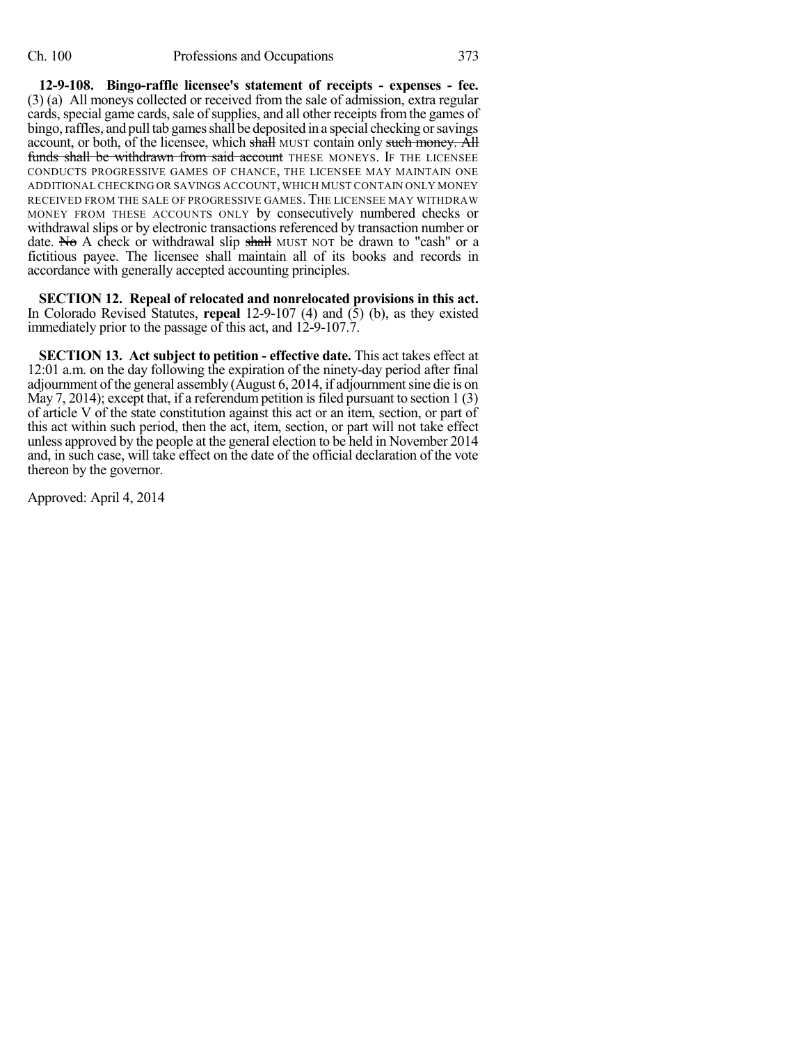**12-9-108. Bingo-raffle licensee's statement of receipts - expenses - fee.** (3) (a) All moneys collected or received from the sale of admission, extra regular cards, special game cards, sale of supplies, and all other receipts from the games of bingo, raffles, and pull tab games shall be deposited in a special checking or savings account, or both, of the licensee, which ~~shall~~ MUST contain only ~~such money. All funds shall be withdrawn from said account~~ THESE MONEYS. IF THE LICENSEE CONDUCTS PROGRESSIVE GAMES OF CHANCE, THE LICENSEE MAY MAINTAIN ONE ADDITIONAL CHECKING OR SAVINGS ACCOUNT, WHICH MUST CONTAIN ONLY MONEY RECEIVED FROM THE SALE OF PROGRESSIVE GAMES. THE LICENSEE MAY WITHDRAW MONEY FROM THESE ACCOUNTS ONLY by consecutively numbered checks or withdrawal slips or by electronic transactions referenced by transaction number or date. ~~No~~ A check or withdrawal slip ~~shall~~ MUST NOT be drawn to "cash" or a fictitious payee. The licensee shall maintain all of its books and records in accordance with generally accepted accounting principles.

**SECTION 12. Repeal of relocated and nonrelocated provisions in this act.** In Colorado Revised Statutes, **repeal** 12-9-107 (4) and (5) (b), as they existed immediately prior to the passage of this act, and 12-9-107.7.

**SECTION 13. Act subject to petition - effective date.** This act takes effect at 12:01 a.m. on the day following the expiration of the ninety-day period after final adjournment of the general assembly (August 6, 2014, if adjournment sine die is on May 7, 2014); except that, if a referendum petition is filed pursuant to section 1 (3) of article V of the state constitution against this act or an item, section, or part of this act within such period, then the act, item, section, or part will not take effect unless approved by the people at the general election to be held in November 2014 and, in such case, will take effect on the date of the official declaration of the vote thereon by the governor.

Approved: April 4, 2014